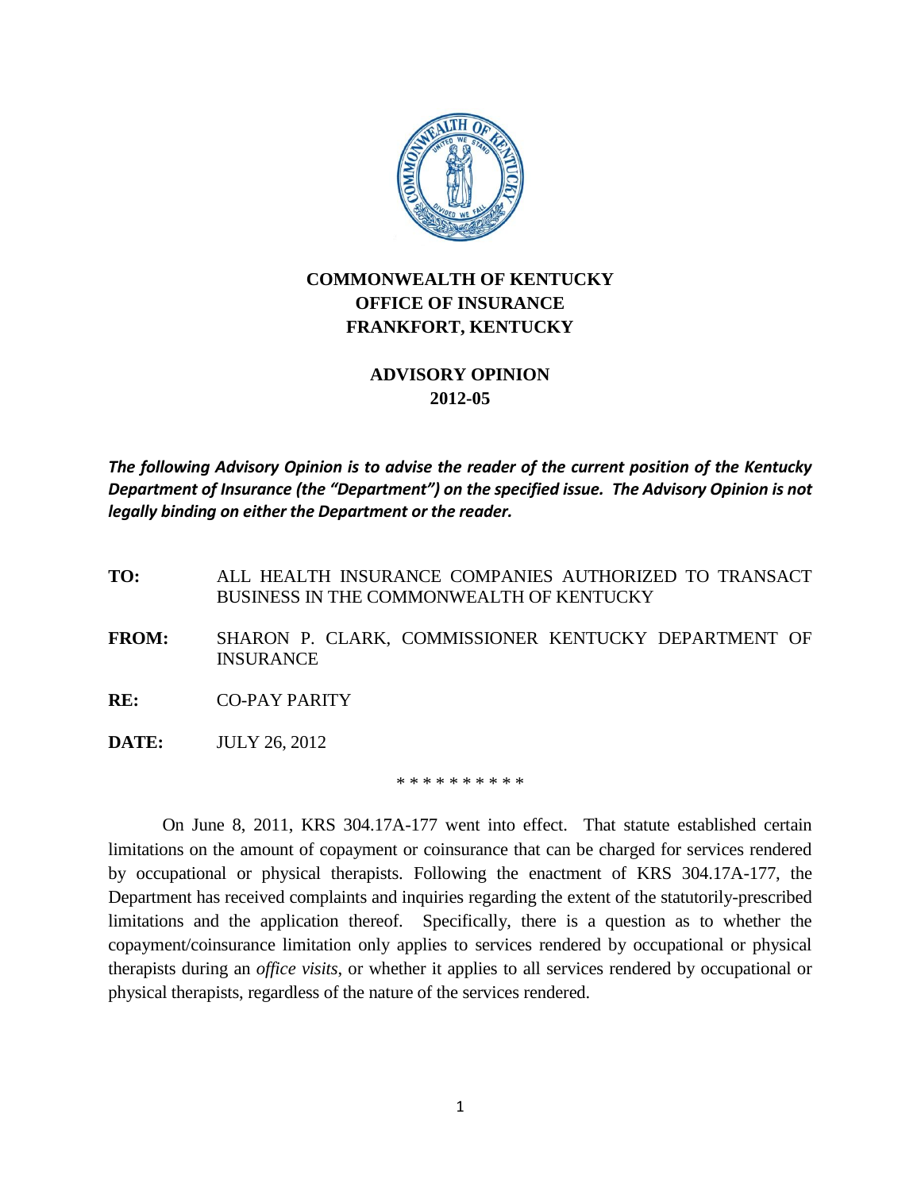**COMMONWEALTH OF KENTUCKY**
**OFFICE OF INSURANCE**
**FRANKFORT, KENTUCKY**

**ADVISORY OPINION**
**2012-05**

***The following Advisory Opinion is to advise the reader of the current position of the Kentucky Department of Insurance (the "Department") on the specified issue. The Advisory Opinion is not legally binding on either the Department or the reader.***

**TO:** ALL HEALTH INSURANCE COMPANIES AUTHORIZED TO TRANSACT BUSINESS IN THE COMMONWEALTH OF KENTUCKY

**FROM:** SHARON P. CLARK, COMMISSIONER KENTUCKY DEPARTMENT OF INSURANCE

**RE:** CO-PAY PARITY

**DATE:** JULY 26, 2012

\* \* \* \* \* \* \* \* \* \*

On June 8, 2011, KRS 304.17A-177 went into effect. That statute established certain limitations on the amount of copayment or coinsurance that can be charged for services rendered by occupational or physical therapists. Following the enactment of KRS 304.17A-177, the Department has received complaints and inquiries regarding the extent of the statutorily-prescribed limitations and the application thereof. Specifically, there is a question as to whether the copayment/coinsurance limitation only applies to services rendered by occupational or physical therapists during an *office visits*, or whether it applies to all services rendered by occupational or physical therapists, regardless of the nature of the services rendered.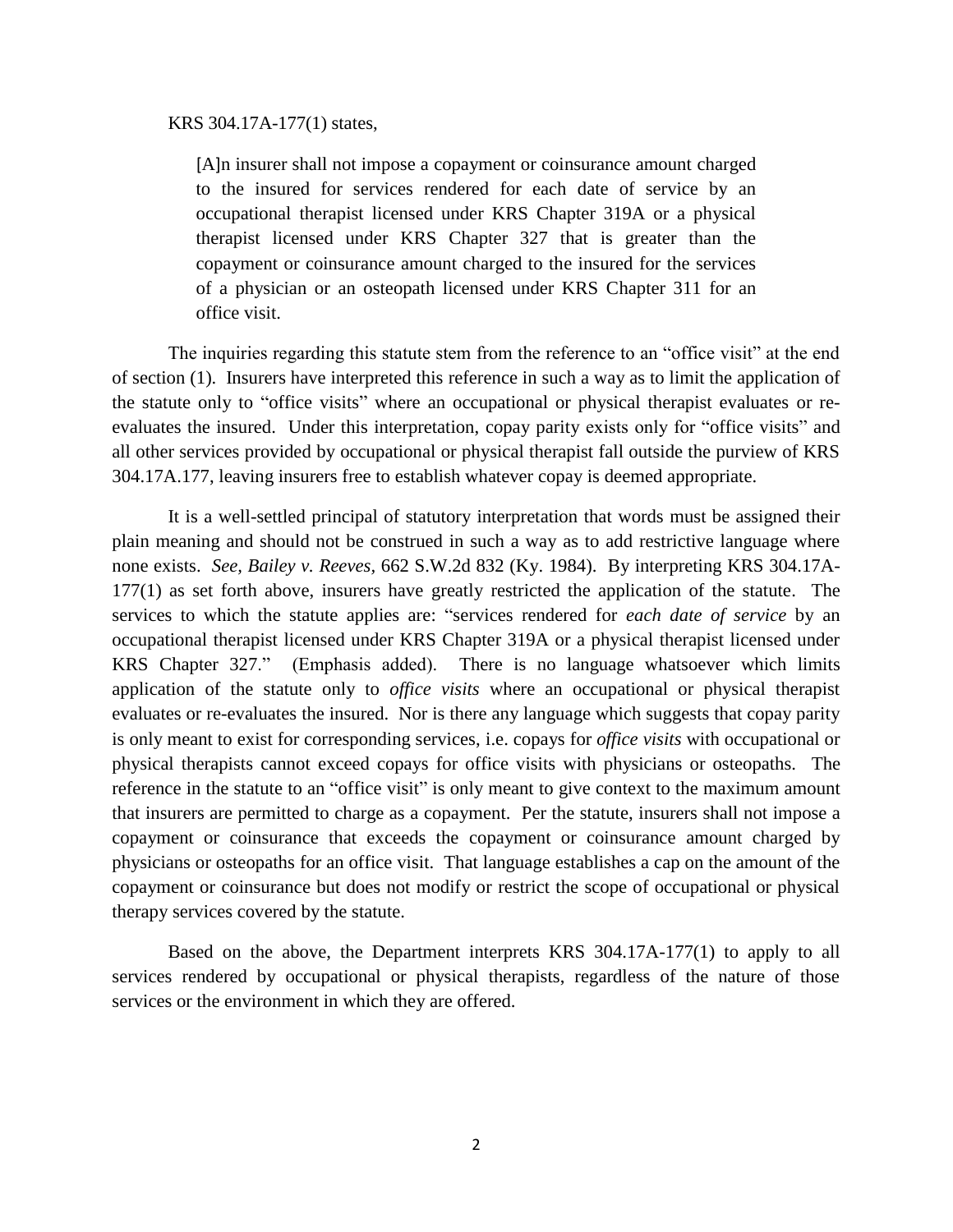KRS 304.17A-177(1) states,

> [A]n insurer shall not impose a copayment or coinsurance amount charged to the insured for services rendered for each date of service by an occupational therapist licensed under KRS Chapter 319A or a physical therapist licensed under KRS Chapter 327 that is greater than the copayment or coinsurance amount charged to the insured for the services of a physician or an osteopath licensed under KRS Chapter 311 for an office visit.

The inquiries regarding this statute stem from the reference to an "office visit" at the end of section (1). Insurers have interpreted this reference in such a way as to limit the application of the statute only to "office visits" where an occupational or physical therapist evaluates or re-evaluates the insured. Under this interpretation, copay parity exists only for "office visits" and all other services provided by occupational or physical therapist fall outside the purview of KRS 304.17A.177, leaving insurers free to establish whatever copay is deemed appropriate.

It is a well-settled principal of statutory interpretation that words must be assigned their plain meaning and should not be construed in such a way as to add restrictive language where none exists. *See, Bailey v. Reeves*, 662 S.W.2d 832 (Ky. 1984). By interpreting KRS 304.17A-177(1) as set forth above, insurers have greatly restricted the application of the statute. The services to which the statute applies are: "services rendered for *each date of service* by an occupational therapist licensed under KRS Chapter 319A or a physical therapist licensed under KRS Chapter 327." (Emphasis added). There is no language whatsoever which limits application of the statute only to *office visits* where an occupational or physical therapist evaluates or re-evaluates the insured. Nor is there any language which suggests that copay parity is only meant to exist for corresponding services, i.e. copays for *office visits* with occupational or physical therapists cannot exceed copays for office visits with physicians or osteopaths. The reference in the statute to an "office visit" is only meant to give context to the maximum amount that insurers are permitted to charge as a copayment. Per the statute, insurers shall not impose a copayment or coinsurance that exceeds the copayment or coinsurance amount charged by physicians or osteopaths for an office visit. That language establishes a cap on the amount of the copayment or coinsurance but does not modify or restrict the scope of occupational or physical therapy services covered by the statute.

Based on the above, the Department interprets KRS 304.17A-177(1) to apply to all services rendered by occupational or physical therapists, regardless of the nature of those services or the environment in which they are offered.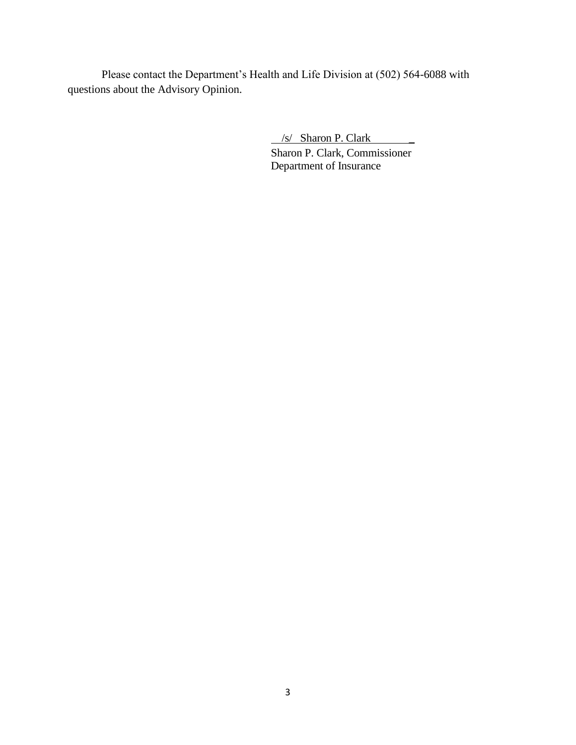Please contact the Department's Health and Life Division at (502) 564-6088 with questions about the Advisory Opinion.

/s/ Sharon P. Clark

Sharon P. Clark, Commissioner
Department of Insurance